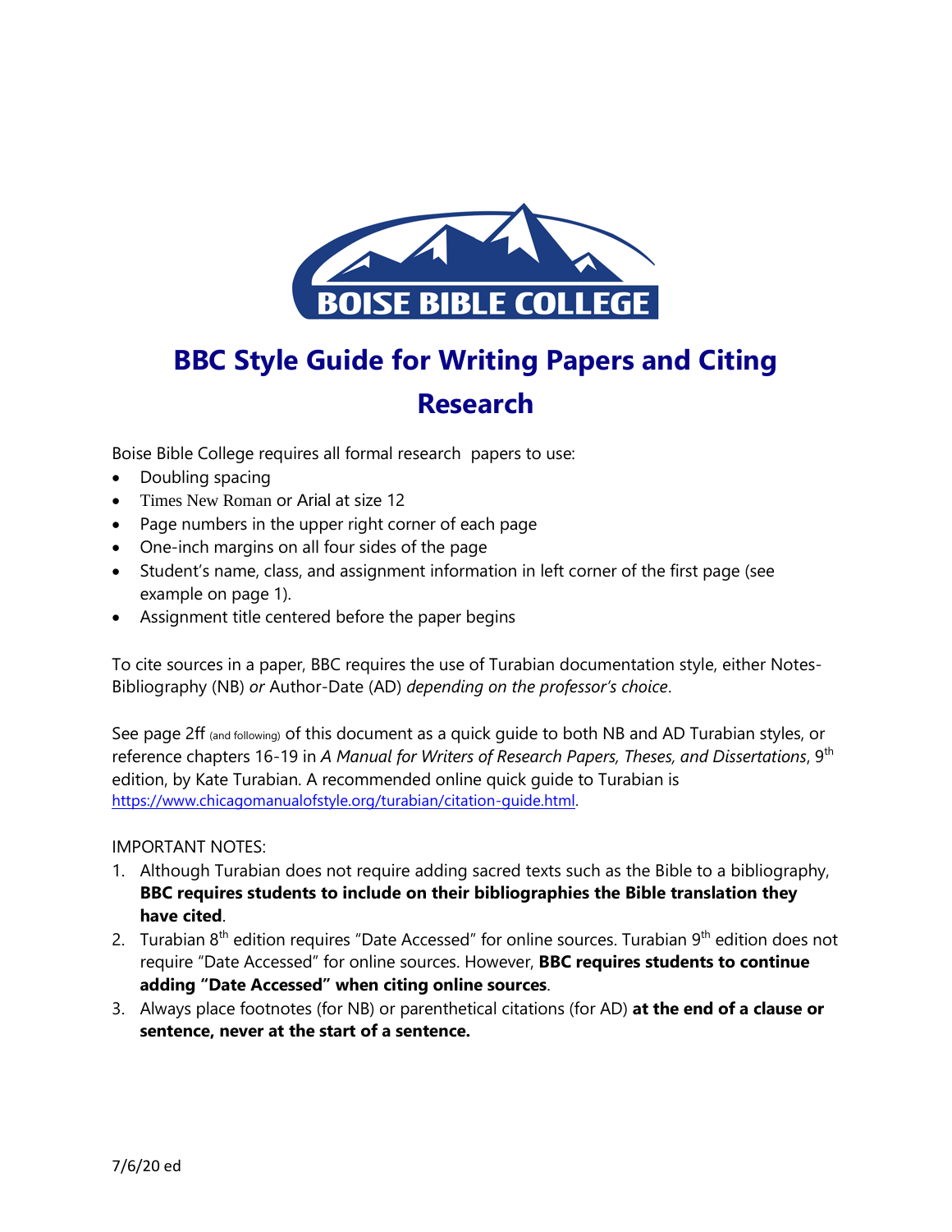# BBC Style Guide for Writing Papers and Citing Research

Boise Bible College requires all formal research papers to use:

- Doubling spacing
- Times New Roman or Arial at size 12
- Page numbers in the upper right corner of each page
- One-inch margins on all four sides of the page
- Student's name, class, and assignment information in left corner of the first page (see example on page 1).
- Assignment title centered before the paper begins

To cite sources in a paper, BBC requires the use of Turabian documentation style, either Notes-Bibliography (NB) *or* Author-Date (AD) *depending on the professor's choice*.

See page 2ff (and following) of this document as a quick guide to both NB and AD Turabian styles, or reference chapters 16-19 in *A Manual for Writers of Research Papers, Theses, and Dissertations*, 9th edition, by Kate Turabian. A recommended online quick guide to Turabian is https://www.chicagomanualofstyle.org/turabian/citation-guide.html.

IMPORTANT NOTES:

1. Although Turabian does not require adding sacred texts such as the Bible to a bibliography, **BBC requires students to include on their bibliographies the Bible translation they have cited**.
2. Turabian 8th edition requires "Date Accessed" for online sources. Turabian 9th edition does not require "Date Accessed" for online sources. However, **BBC requires students to continue adding "Date Accessed" when citing online sources**.
3. Always place footnotes (for NB) or parenthetical citations (for AD) **at the end of a clause or sentence, never at the start of a sentence.**

7/6/20 ed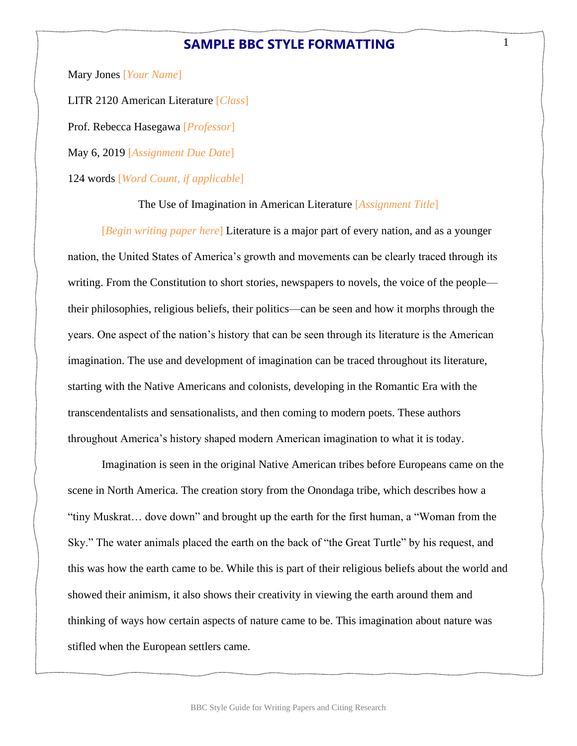# SAMPLE BBC STYLE FORMATTING

Mary Jones [*Your Name*]

LITR 2120 American Literature [*Class*]

Prof. Rebecca Hasegawa [*Professor*]

May 6, 2019 [*Assignment Due Date*]

124 words [*Word Count, if applicable*]

The Use of Imagination in American Literature [*Assignment Title*]

[*Begin writing paper here*] Literature is a major part of every nation, and as a younger nation, the United States of America's growth and movements can be clearly traced through its writing. From the Constitution to short stories, newspapers to novels, the voice of the people—their philosophies, religious beliefs, their politics—can be seen and how it morphs through the years. One aspect of the nation's history that can be seen through its literature is the American imagination. The use and development of imagination can be traced throughout its literature, starting with the Native Americans and colonists, developing in the Romantic Era with the transcendentalists and sensationalists, and then coming to modern poets. These authors throughout America's history shaped modern American imagination to what it is today.

Imagination is seen in the original Native American tribes before Europeans came on the scene in North America. The creation story from the Onondaga tribe, which describes how a "tiny Muskrat… dove down" and brought up the earth for the first human, a "Woman from the Sky." The water animals placed the earth on the back of "the Great Turtle" by his request, and this was how the earth came to be. While this is part of their religious beliefs about the world and showed their animism, it also shows their creativity in viewing the earth around them and thinking of ways how certain aspects of nature came to be. This imagination about nature was stifled when the European settlers came.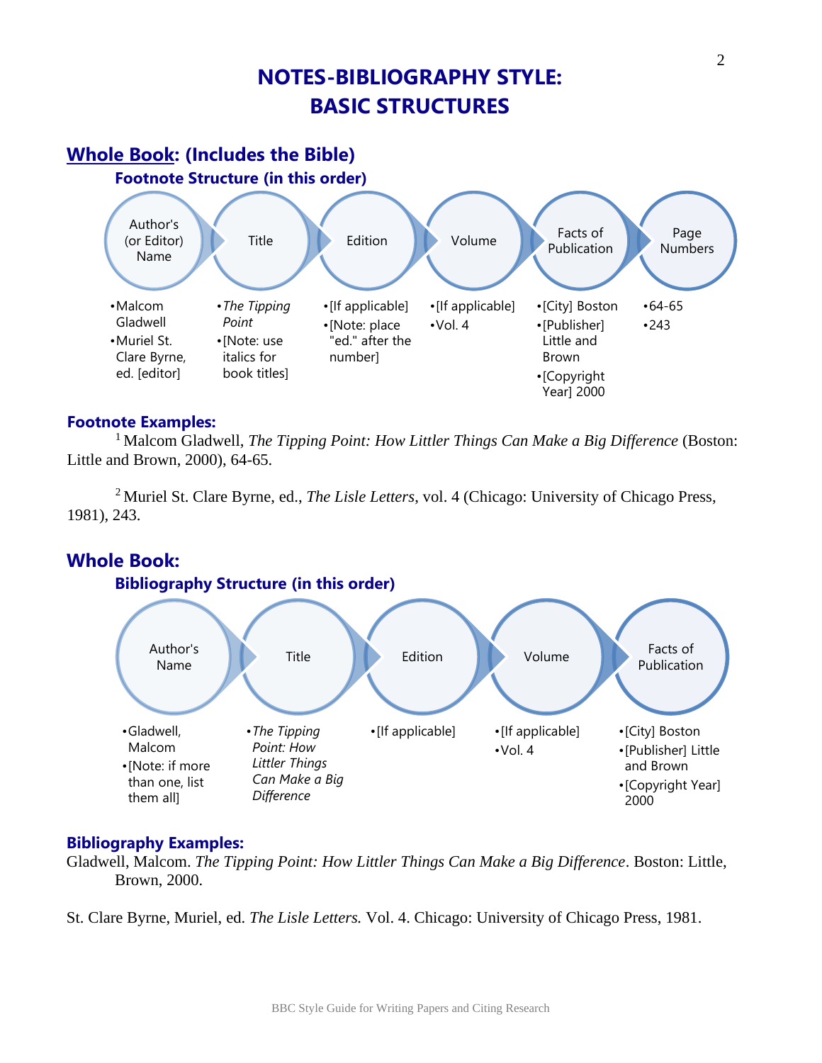# NOTES-BIBLIOGRAPHY STYLE: BASIC STRUCTURES

## Whole Book: (Includes the Bible)

### Footnote Structure (in this order)

| Author's (or Editor) Name | Title | Edition | Volume | Facts of Publication | Page Numbers |
|---|---|---|---|---|---|
| • Malcom Gladwell<br>• Muriel St. Clare Byrne, ed. [editor] | • *The Tipping Point*<br>• [Note: use italics for book titles] | • [If applicable]<br>• [Note: place "ed." after the number] | • [If applicable]<br>• Vol. 4 | • [City] Boston<br>• [Publisher] Little and Brown<br>• [Copyright Year] 2000 | • 64-65<br>• 243 |

### Footnote Examples:

[1] Malcom Gladwell, *The Tipping Point: How Littler Things Can Make a Big Difference* (Boston: Little and Brown, 2000), 64-65.

[2] Muriel St. Clare Byrne, ed., *The Lisle Letters*, vol. 4 (Chicago: University of Chicago Press, 1981), 243.

## Whole Book:

### Bibliography Structure (in this order)

| Author's Name | Title | Edition | Volume | Facts of Publication |
|---|---|---|---|---|
| • Gladwell, Malcom<br>• [Note: if more than one, list them all] | • *The Tipping Point: How Littler Things Can Make a Big Difference* | • [If applicable] | • [If applicable]<br>• Vol. 4 | • [City] Boston<br>• [Publisher] Little and Brown<br>• [Copyright Year] 2000 |

### Bibliography Examples:

Gladwell, Malcom. *The Tipping Point: How Littler Things Can Make a Big Difference*. Boston: Little, Brown, 2000.

St. Clare Byrne, Muriel, ed. *The Lisle Letters.* Vol. 4. Chicago: University of Chicago Press, 1981.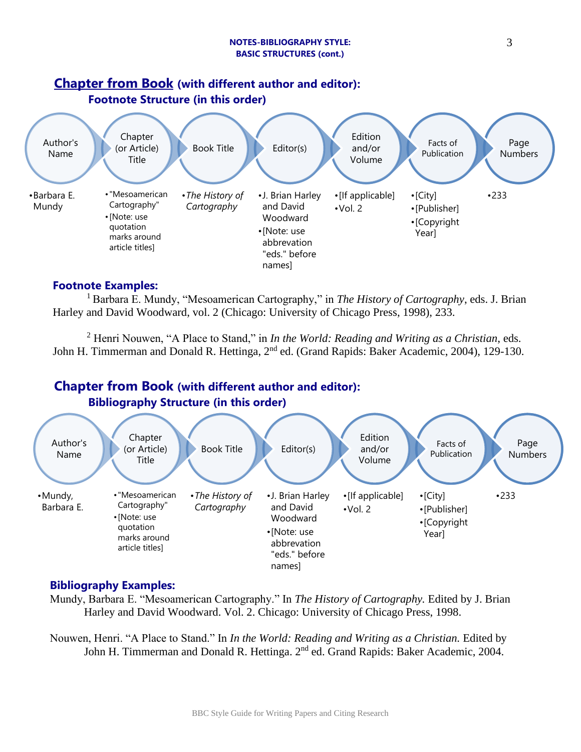**NOTES-BIBLIOGRAPHY STYLE:**
**BASIC STRUCTURES (cont.)**

## Chapter from Book (with different author and editor):

### Footnote Structure (in this order)

| Author's Name | Chapter (or Article) Title | Book Title | Editor(s) | Edition and/or Volume | Facts of Publication | Page Numbers |
|---|---|---|---|---|---|---|
| • Barbara E. Mundy | • "Mesoamerican Cartography" • [Note: use quotation marks around article titles] | • *The History of Cartography* | • J. Brian Harley and David Woodward • [Note: use abbreviation "eds." before names] | • [If applicable] • Vol. 2 | • [City] • [Publisher] • [Copyright Year] | • 233 |

**Footnote Examples:**

[1] Barbara E. Mundy, "Mesoamerican Cartography," in *The History of Cartography*, eds. J. Brian Harley and David Woodward, vol. 2 (Chicago: University of Chicago Press, 1998), 233.

[2] Henri Nouwen, "A Place to Stand," in *In the World: Reading and Writing as a Christian*, eds. John H. Timmerman and Donald R. Hettinga, 2nd ed. (Grand Rapids: Baker Academic, 2004), 129-130.

## Chapter from Book (with different author and editor):

### Bibliography Structure (in this order)

| Author's Name | Chapter (or Article) Title | Book Title | Editor(s) | Edition and/or Volume | Facts of Publication | Page Numbers |
|---|---|---|---|---|---|---|
| • Mundy, Barbara E. | • "Mesoamerican Cartography" • [Note: use quotation marks around article titles] | • *The History of Cartography* | • J. Brian Harley and David Woodward • [Note: use abbreviation "eds." before names] | • [If applicable] • Vol. 2 | • [City] • [Publisher] • [Copyright Year] | • 233 |

**Bibliography Examples:**

Mundy, Barbara E. "Mesoamerican Cartography." In *The History of Cartography.* Edited by J. Brian Harley and David Woodward. Vol. 2. Chicago: University of Chicago Press, 1998.

Nouwen, Henri. "A Place to Stand." In *In the World: Reading and Writing as a Christian.* Edited by John H. Timmerman and Donald R. Hettinga. 2nd ed. Grand Rapids: Baker Academic, 2004.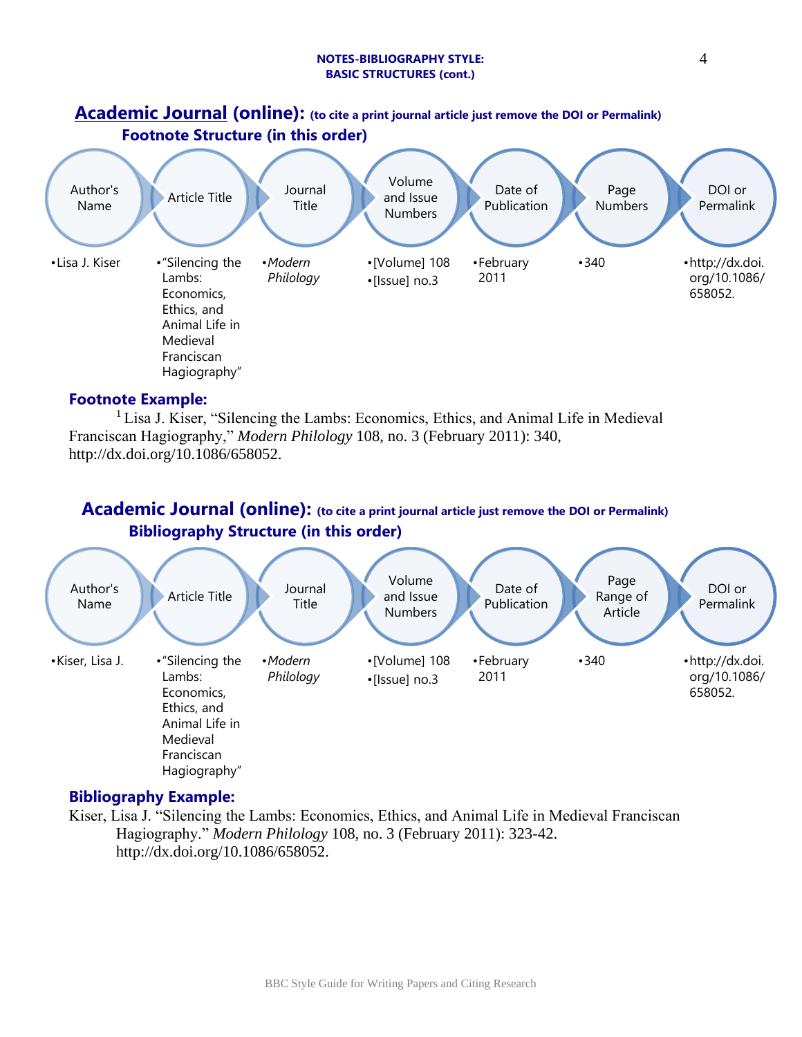**NOTES-BIBLIOGRAPHY STYLE:**
**BASIC STRUCTURES (cont.)**

## Academic Journal (online): (to cite a print journal article just remove the DOI or Permalink)

### Footnote Structure (in this order)

| Author's Name | Article Title | Journal Title | Volume and Issue Numbers | Date of Publication | Page Numbers | DOI or Permalink |
|---|---|---|---|---|---|---|
| • Lisa J. Kiser | • "Silencing the Lambs: Economics, Ethics, and Animal Life in Medieval Franciscan Hagiography" | • *Modern Philology* | • [Volume] 108 • [Issue] no.3 | • February 2011 | • 340 | • http://dx.doi.org/10.1086/658052. |

**Footnote Example:**

[1] Lisa J. Kiser, "Silencing the Lambs: Economics, Ethics, and Animal Life in Medieval Franciscan Hagiography," *Modern Philology* 108, no. 3 (February 2011): 340, http://dx.doi.org/10.1086/658052.

## Academic Journal (online): (to cite a print journal article just remove the DOI or Permalink)

### Bibliography Structure (in this order)

| Author's Name | Article Title | Journal Title | Volume and Issue Numbers | Date of Publication | Page Range of Article | DOI or Permalink |
|---|---|---|---|---|---|---|
| • Kiser, Lisa J. | • "Silencing the Lambs: Economics, Ethics, and Animal Life in Medieval Franciscan Hagiography" | • *Modern Philology* | • [Volume] 108 • [Issue] no.3 | • February 2011 | • 340 | • http://dx.doi.org/10.1086/658052. |

**Bibliography Example:**

Kiser, Lisa J. "Silencing the Lambs: Economics, Ethics, and Animal Life in Medieval Franciscan Hagiography." *Modern Philology* 108, no. 3 (February 2011): 323-42. http://dx.doi.org/10.1086/658052.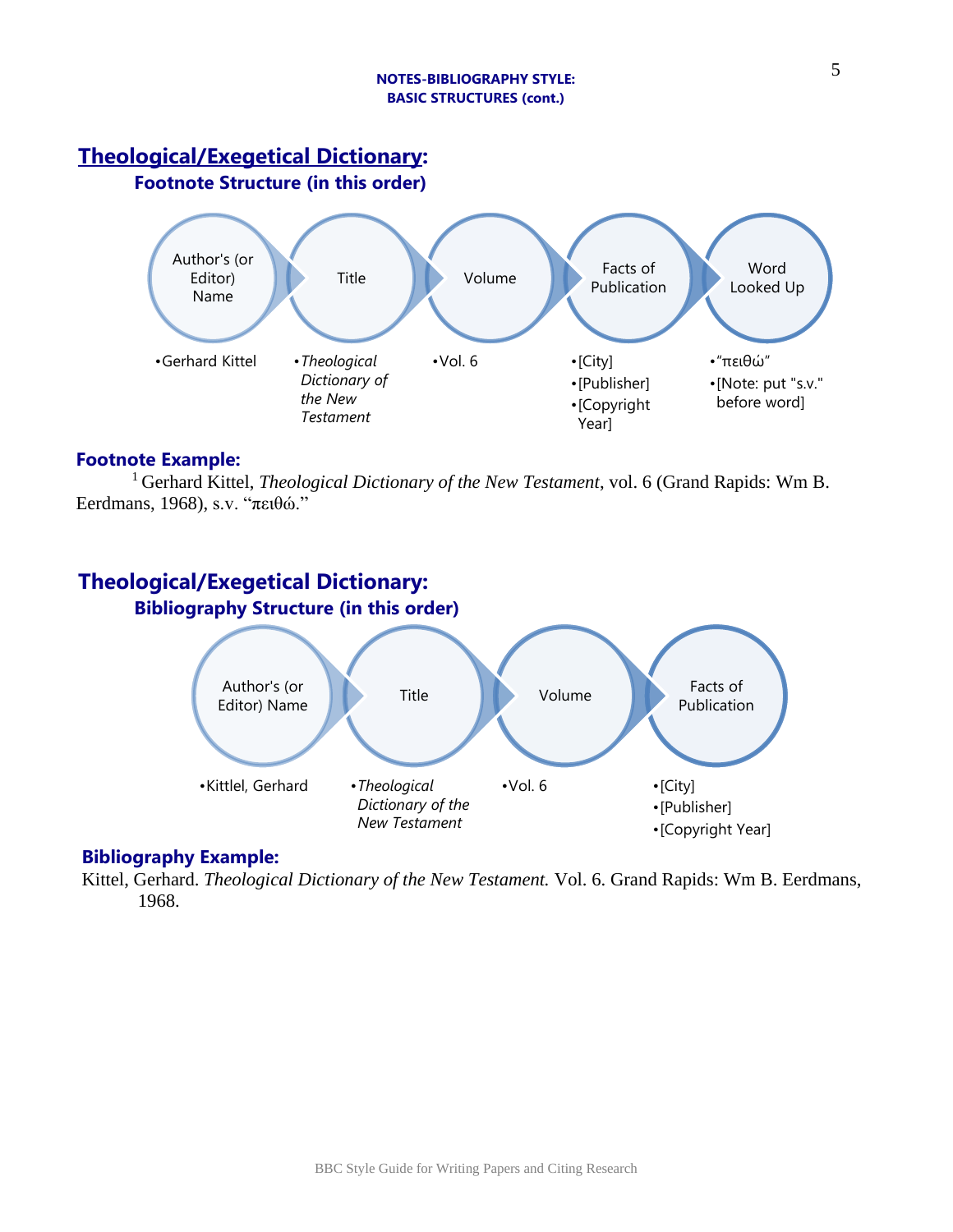## NOTES-BIBLIOGRAPHY STYLE: BASIC STRUCTURES (cont.)

## Theological/Exegetical Dictionary:

### Footnote Structure (in this order)

| Author's (or Editor) Name | Title | Volume | Facts of Publication | Word Looked Up |
|---|---|---|---|---|
| •Gerhard Kittel | •*Theological Dictionary of the New Testament* | •Vol. 6 | •[City] •[Publisher] •[Copyright Year] | •"πειθώ" •[Note: put "s.v." before word] |

**Footnote Example:**

[1] Gerhard Kittel, *Theological Dictionary of the New Testament*, vol. 6 (Grand Rapids: Wm B. Eerdmans, 1968), s.v. "πειθώ."

## Theological/Exegetical Dictionary:

### Bibliography Structure (in this order)

| Author's (or Editor) Name | Title | Volume | Facts of Publication |
|---|---|---|---|
| •Kittel, Gerhard | •*Theological Dictionary of the New Testament* | •Vol. 6 | •[City] •[Publisher] •[Copyright Year] |

**Bibliography Example:**

Kittel, Gerhard. *Theological Dictionary of the New Testament.* Vol. 6. Grand Rapids: Wm B. Eerdmans, 1968.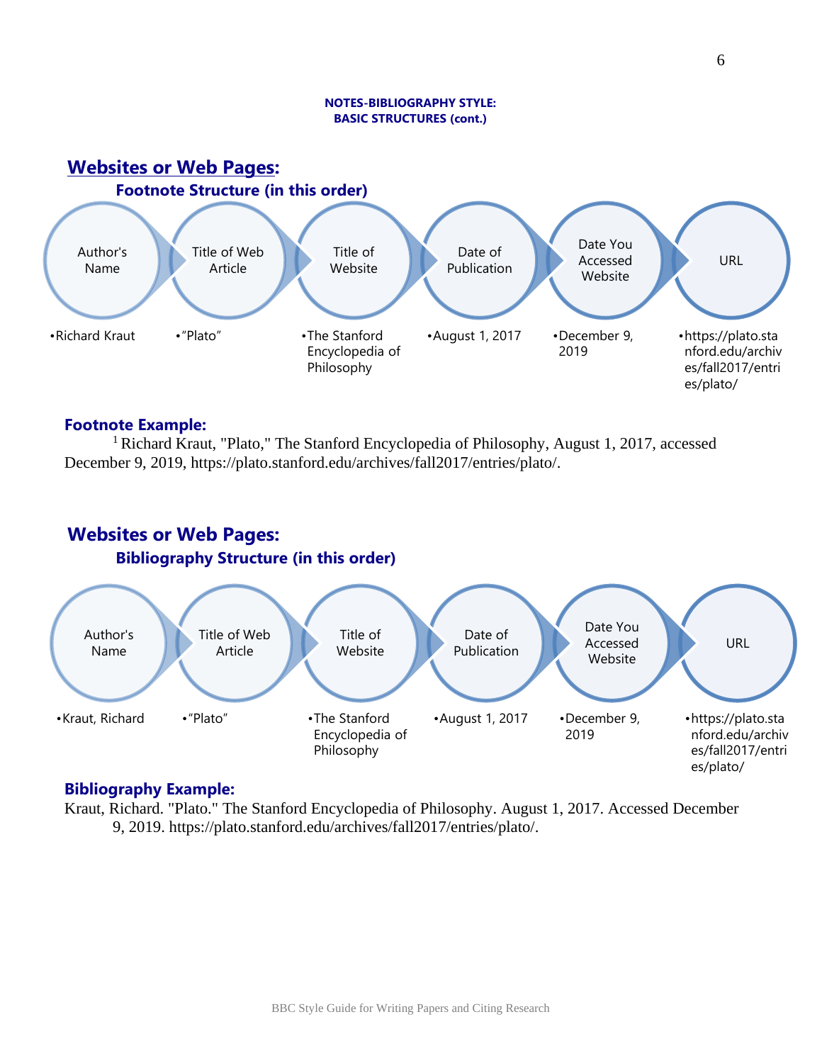**NOTES-BIBLIOGRAPHY STYLE:**
**BASIC STRUCTURES (cont.)**

## Websites or Web Pages:

### Footnote Structure (in this order)

| Author's Name | Title of Web Article | Title of Website | Date of Publication | Date You Accessed Website | URL |
|---|---|---|---|---|---|
| •Richard Kraut | •"Plato" | •The Stanford Encyclopedia of Philosophy | •August 1, 2017 | •December 9, 2019 | •https://plato.stanford.edu/archives/fall2017/entries/plato/ |

**Footnote Example:**

[1] Richard Kraut, "Plato," The Stanford Encyclopedia of Philosophy, August 1, 2017, accessed December 9, 2019, https://plato.stanford.edu/archives/fall2017/entries/plato/.

## Websites or Web Pages:

### Bibliography Structure (in this order)

| Author's Name | Title of Web Article | Title of Website | Date of Publication | Date You Accessed Website | URL |
|---|---|---|---|---|---|
| •Kraut, Richard | •"Plato" | •The Stanford Encyclopedia of Philosophy | •August 1, 2017 | •December 9, 2019 | •https://plato.stanford.edu/archives/fall2017/entries/plato/ |

**Bibliography Example:**

Kraut, Richard. "Plato." The Stanford Encyclopedia of Philosophy. August 1, 2017. Accessed December 9, 2019. https://plato.stanford.edu/archives/fall2017/entries/plato/.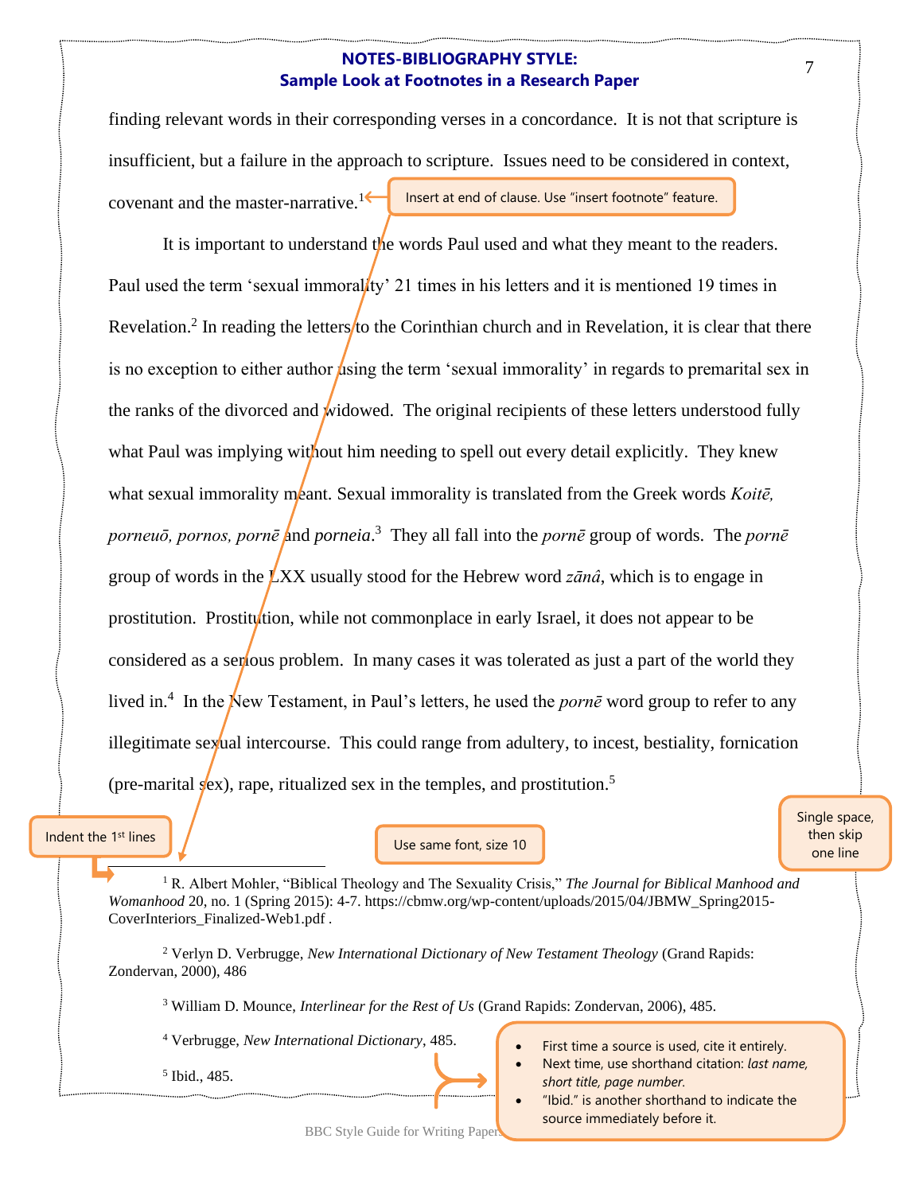## NOTES-BIBLIOGRAPHY STYLE: Sample Look at Footnotes in a Research Paper

finding relevant words in their corresponding verses in a concordance. It is not that scripture is insufficient, but a failure in the approach to scripture. Issues need to be considered in context, covenant and the master-narrative.[1]

Insert at end of clause. Use "insert footnote" feature.

It is important to understand the words Paul used and what they meant to the readers. Paul used the term 'sexual immorality' 21 times in his letters and it is mentioned 19 times in Revelation.[2] In reading the letters to the Corinthian church and in Revelation, it is clear that there is no exception to either author using the term 'sexual immorality' in regards to premarital sex in the ranks of the divorced and widowed. The original recipients of these letters understood fully what Paul was implying without him needing to spell out every detail explicitly. They knew what sexual immorality meant. Sexual immorality is translated from the Greek words *Koitē, porneuō, pornos, pornē* and *porneia*.[3] They all fall into the *pornē* group of words. The *pornē* group of words in the LXX usually stood for the Hebrew word *zānâ*, which is to engage in prostitution. Prostitution, while not commonplace in early Israel, it does not appear to be considered as a serious problem. In many cases it was tolerated as just a part of the world they lived in.[4] In the New Testament, in Paul's letters, he used the *pornē* word group to refer to any illegitimate sexual intercourse. This could range from adultery, to incest, bestiality, fornication (pre-marital sex), rape, ritualized sex in the temples, and prostitution.[5]

Indent the 1st lines

Use same font, size 10

Single space, then skip one line

---

[1] R. Albert Mohler, "Biblical Theology and The Sexuality Crisis," *The Journal for Biblical Manhood and Womanhood* 20, no. 1 (Spring 2015): 4-7. https://cbmw.org/wp-content/uploads/2015/04/JBMW_Spring2015-CoverInteriors_Finalized-Web1.pdf .

[2] Verlyn D. Verbrugge, *New International Dictionary of New Testament Theology* (Grand Rapids: Zondervan, 2000), 486

[3] William D. Mounce, *Interlinear for the Rest of Us* (Grand Rapids: Zondervan, 2006), 485.

[4] Verbrugge, *New International Dictionary*, 485.

[5] Ibid., 485.

- First time a source is used, cite it entirely.
- Next time, use shorthand citation: *last name, short title, page number.*
- "Ibid." is another shorthand to indicate the source immediately before it.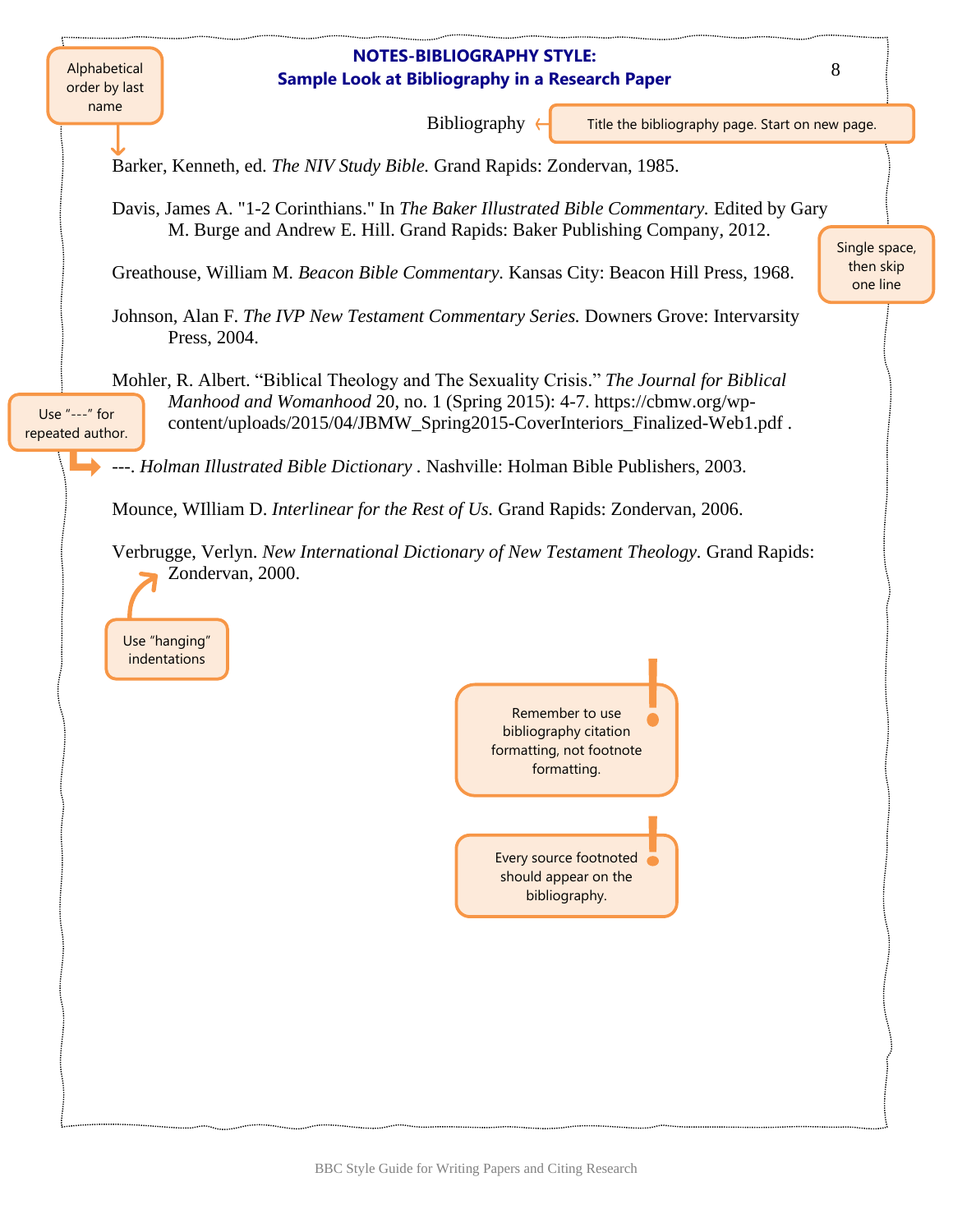## NOTES-BIBLIOGRAPHY STYLE: Sample Look at Bibliography in a Research Paper

Alphabetical order by last name

Bibliography

Title the bibliography page. Start on new page.

Barker, Kenneth, ed. *The NIV Study Bible.* Grand Rapids: Zondervan, 1985.

Davis, James A. "1-2 Corinthians." In *The Baker Illustrated Bible Commentary.* Edited by Gary M. Burge and Andrew E. Hill. Grand Rapids: Baker Publishing Company, 2012.

Single space, then skip one line

Greathouse, William M. *Beacon Bible Commentary*. Kansas City: Beacon Hill Press, 1968.

Johnson, Alan F. *The IVP New Testament Commentary Series.* Downers Grove: Intervarsity Press, 2004.

Mohler, R. Albert. "Biblical Theology and The Sexuality Crisis." *The Journal for Biblical Manhood and Womanhood* 20, no. 1 (Spring 2015): 4-7. https://cbmw.org/wp-content/uploads/2015/04/JBMW_Spring2015-CoverInteriors_Finalized-Web1.pdf .

Use "---" for repeated author.

---. *Holman Illustrated Bible Dictionary* . Nashville: Holman Bible Publishers, 2003.

Mounce, WIlliam D. *Interlinear for the Rest of Us.* Grand Rapids: Zondervan, 2006.

Verbrugge, Verlyn. *New International Dictionary of New Testament Theology.* Grand Rapids: Zondervan, 2000.

Use "hanging" indentations

Remember to use bibliography citation formatting, not footnote formatting.

Every source footnoted should appear on the bibliography.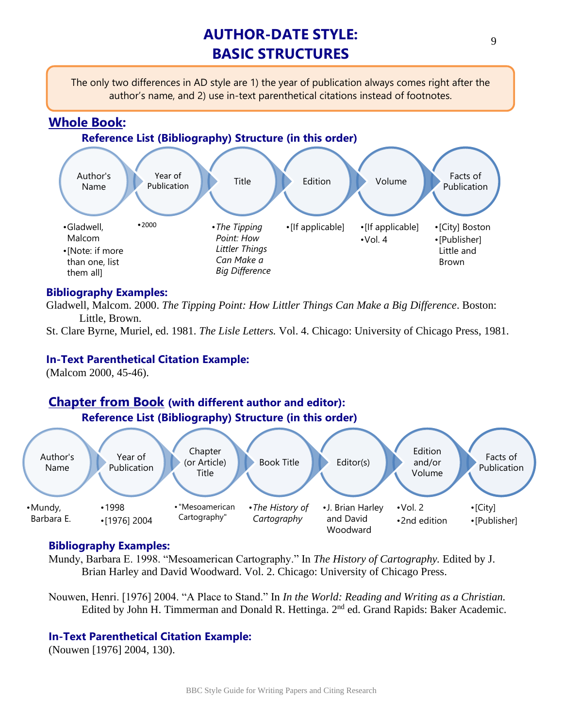# AUTHOR-DATE STYLE: BASIC STRUCTURES

The only two differences in AD style are 1) the year of publication always comes right after the author's name, and 2) use in-text parenthetical citations instead of footnotes.

## Whole Book:

### Reference List (Bibliography) Structure (in this order)

| Author's Name | Year of Publication | Title | Edition | Volume | Facts of Publication |
|---|---|---|---|---|---|
| • Gladwell, Malcom<br>• [Note: if more than one, list them all] | • 2000 | • *The Tipping Point: How Littler Things Can Make a Big Difference* | • [If applicable] | • [If applicable]<br>• Vol. 4 | • [City] Boston<br>• [Publisher] Little and Brown |

**Bibliography Examples:**

Gladwell, Malcom. 2000. *The Tipping Point: How Littler Things Can Make a Big Difference*. Boston: Little, Brown.

St. Clare Byrne, Muriel, ed. 1981. *The Lisle Letters.* Vol. 4. Chicago: University of Chicago Press, 1981.

**In-Text Parenthetical Citation Example:**

(Malcom 2000, 45-46).

## Chapter from Book (with different author and editor):

### Reference List (Bibliography) Structure (in this order)

| Author's Name | Year of Publication | Chapter (or Article) Title | Book Title | Editor(s) | Edition and/or Volume | Facts of Publication |
|---|---|---|---|---|---|---|
| • Mundy, Barbara E. | • 1998<br>• [1976] 2004 | • "Mesoamerican Cartography" | • *The History of Cartography* | • J. Brian Harley and David Woodward | • Vol. 2<br>• 2nd edition | • [City]<br>• [Publisher] |

**Bibliography Examples:**

Mundy, Barbara E. 1998. "Mesoamerican Cartography." In *The History of Cartography.* Edited by J. Brian Harley and David Woodward. Vol. 2. Chicago: University of Chicago Press.

Nouwen, Henri. [1976] 2004. "A Place to Stand." In *In the World: Reading and Writing as a Christian.* Edited by John H. Timmerman and Donald R. Hettinga. 2nd ed. Grand Rapids: Baker Academic.

**In-Text Parenthetical Citation Example:**

(Nouwen [1976] 2004, 130).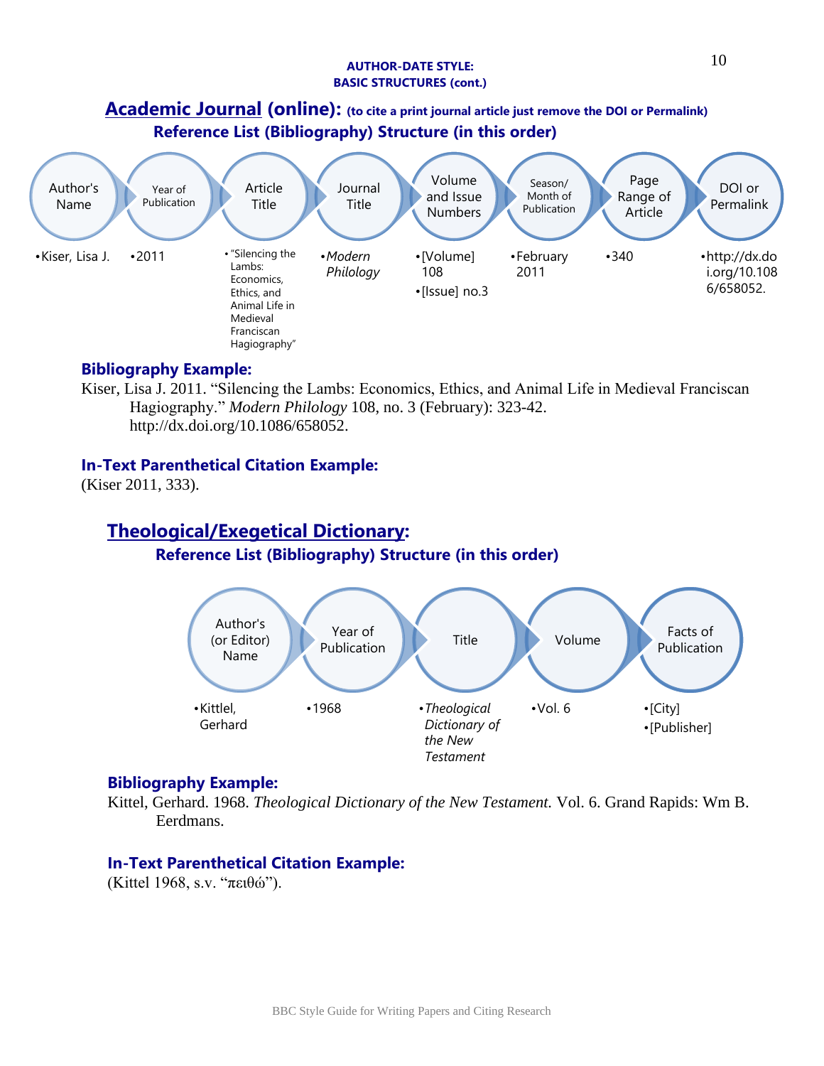**AUTHOR-DATE STYLE:**
**BASIC STRUCTURES (cont.)**

## Academic Journal (online): (to cite a print journal article just remove the DOI or Permalink)

### Reference List (Bibliography) Structure (in this order)

| Author's Name | Year of Publication | Article Title | Journal Title | Volume and Issue Numbers | Season/ Month of Publication | Page Range of Article | DOI or Permalink |
|---|---|---|---|---|---|---|---|
| • Kiser, Lisa J. | • 2011 | • "Silencing the Lambs: Economics, Ethics, and Animal Life in Medieval Franciscan Hagiography" | • *Modern Philology* | • [Volume] 108 • [Issue] no.3 | • February 2011 | • 340 | • http://dx.doi.org/10.1086/658052. |

**Bibliography Example:**

Kiser, Lisa J. 2011. "Silencing the Lambs: Economics, Ethics, and Animal Life in Medieval Franciscan Hagiography." *Modern Philology* 108, no. 3 (February): 323-42. http://dx.doi.org/10.1086/658052.

**In-Text Parenthetical Citation Example:**

(Kiser 2011, 333).

## Theological/Exegetical Dictionary:

### Reference List (Bibliography) Structure (in this order)

| Author's (or Editor) Name | Year of Publication | Title | Volume | Facts of Publication |
|---|---|---|---|---|
| • Kittel, Gerhard | • 1968 | • *Theological Dictionary of the New Testament* | • Vol. 6 | • [City] • [Publisher] |

**Bibliography Example:**

Kittel, Gerhard. 1968. *Theological Dictionary of the New Testament.* Vol. 6. Grand Rapids: Wm B. Eerdmans.

**In-Text Parenthetical Citation Example:**

(Kittel 1968, s.v. "πειθώ").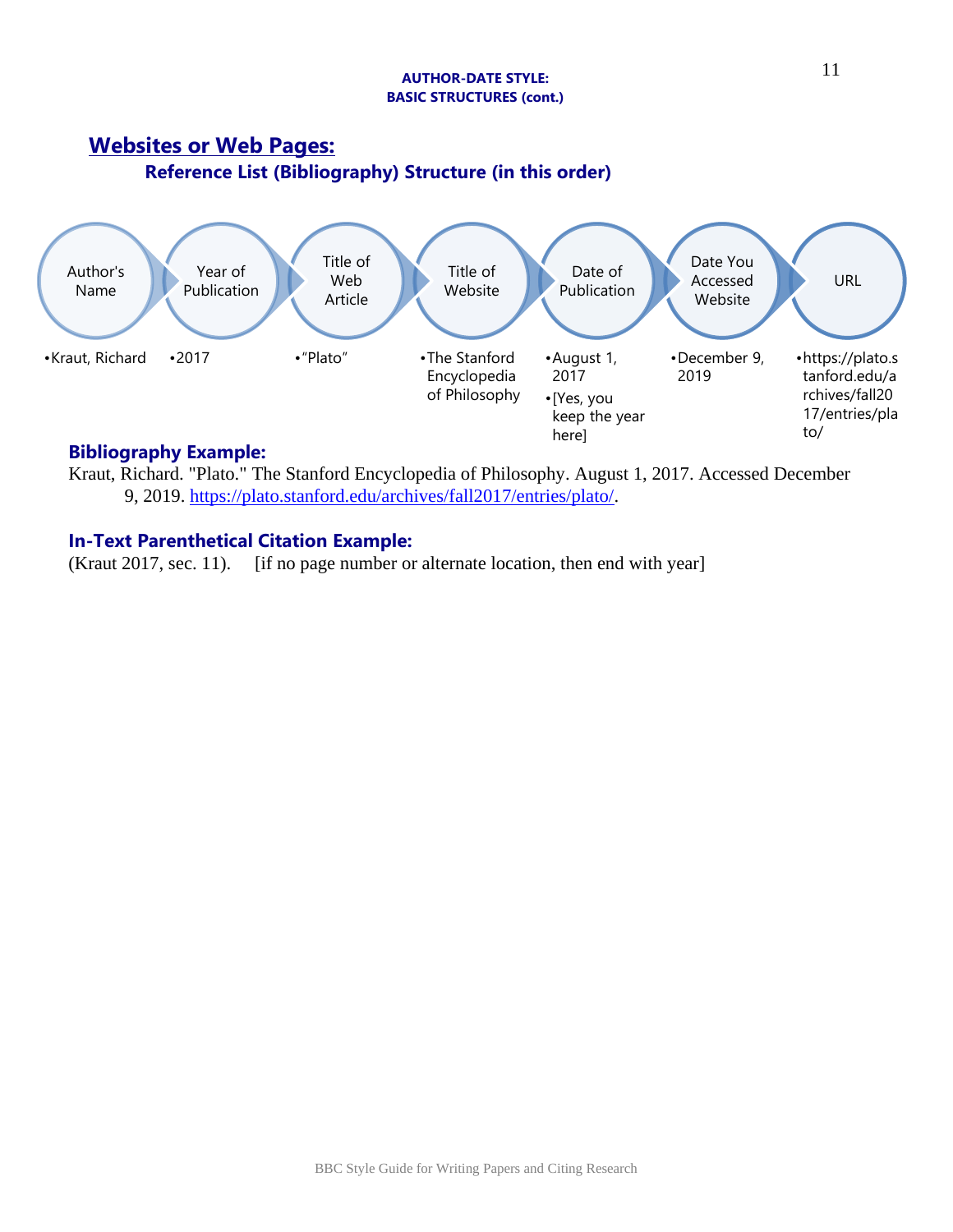**AUTHOR-DATE STYLE:**
**BASIC STRUCTURES (cont.)**

## Websites or Web Pages:

### Reference List (Bibliography) Structure (in this order)

| Author's Name | Year of Publication | Title of Web Article | Title of Website | Date of Publication | Date You Accessed Website | URL |
|---|---|---|---|---|---|---|
| • Kraut, Richard | • 2017 | • "Plato" | • The Stanford Encyclopedia of Philosophy | • August 1, 2017<br>• [Yes, you keep the year here] | • December 9, 2019 | • https://plato.stanford.edu/archives/fall2017/entries/plato/ |

**Bibliography Example:**

Kraut, Richard. "Plato." The Stanford Encyclopedia of Philosophy. August 1, 2017. Accessed December 9, 2019. https://plato.stanford.edu/archives/fall2017/entries/plato/.

**In-Text Parenthetical Citation Example:**

(Kraut 2017, sec. 11). [if no page number or alternate location, then end with year]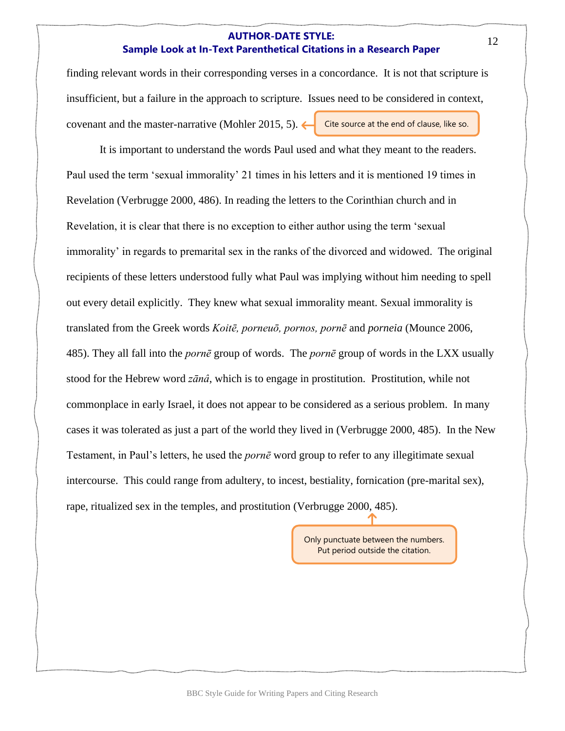**AUTHOR-DATE STYLE:**
**Sample Look at In-Text Parenthetical Citations in a Research Paper**

finding relevant words in their corresponding verses in a concordance. It is not that scripture is insufficient, but a failure in the approach to scripture. Issues need to be considered in context, covenant and the master-narrative (Mohler 2015, 5).

> Cite source at the end of clause, like so.

It is important to understand the words Paul used and what they meant to the readers. Paul used the term 'sexual immorality' 21 times in his letters and it is mentioned 19 times in Revelation (Verbrugge 2000, 486). In reading the letters to the Corinthian church and in Revelation, it is clear that there is no exception to either author using the term 'sexual immorality' in regards to premarital sex in the ranks of the divorced and widowed. The original recipients of these letters understood fully what Paul was implying without him needing to spell out every detail explicitly. They knew what sexual immorality meant. Sexual immorality is translated from the Greek words *Koitē, porneuō, pornos, pornē* and *porneia* (Mounce 2006, 485). They all fall into the *pornē* group of words. The *pornē* group of words in the LXX usually stood for the Hebrew word *zānâ*, which is to engage in prostitution. Prostitution, while not commonplace in early Israel, it does not appear to be considered as a serious problem. In many cases it was tolerated as just a part of the world they lived in (Verbrugge 2000, 485). In the New Testament, in Paul's letters, he used the *pornē* word group to refer to any illegitimate sexual intercourse. This could range from adultery, to incest, bestiality, fornication (pre-marital sex), rape, ritualized sex in the temples, and prostitution (Verbrugge 2000, 485).

> Only punctuate between the numbers.
> Put period outside the citation.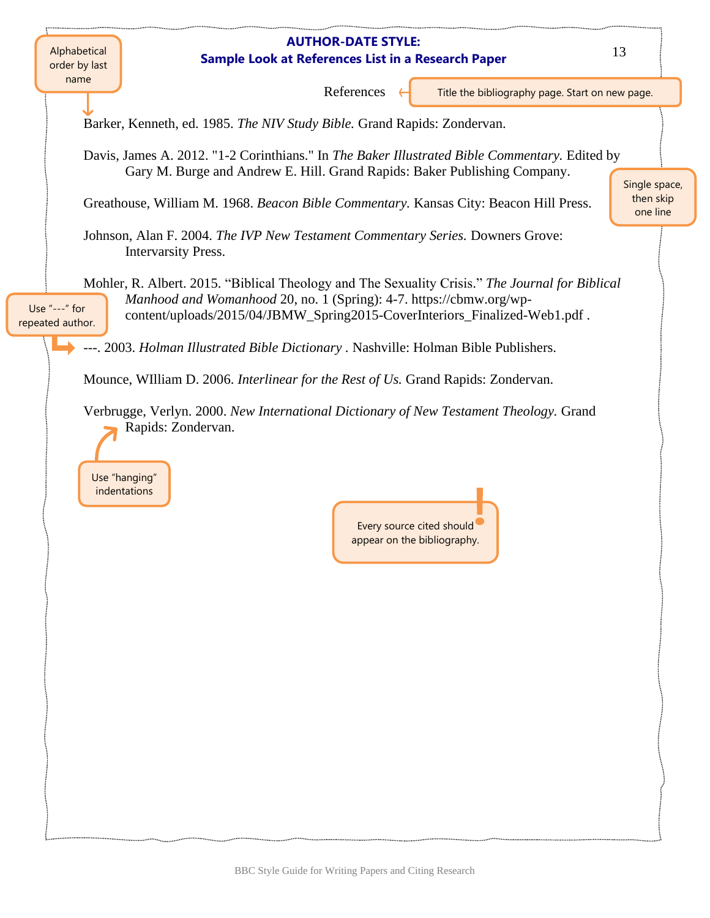**AUTHOR-DATE STYLE:**
**Sample Look at References List in a Research Paper**

Alphabetical order by last name

References

Title the bibliography page. Start on new page.

Barker, Kenneth, ed. 1985. *The NIV Study Bible.* Grand Rapids: Zondervan.

Davis, James A. 2012. "1-2 Corinthians." In *The Baker Illustrated Bible Commentary.* Edited by Gary M. Burge and Andrew E. Hill. Grand Rapids: Baker Publishing Company.

Single space, then skip one line

Greathouse, William M. 1968. *Beacon Bible Commentary.* Kansas City: Beacon Hill Press.

Johnson, Alan F. 2004. *The IVP New Testament Commentary Series.* Downers Grove: Intervarsity Press.

Mohler, R. Albert. 2015. "Biblical Theology and The Sexuality Crisis." *The Journal for Biblical Manhood and Womanhood* 20, no. 1 (Spring): 4-7. https://cbmw.org/wp-content/uploads/2015/04/JBMW_Spring2015-CoverInteriors_Finalized-Web1.pdf .

Use "---" for repeated author.

---. 2003. *Holman Illustrated Bible Dictionary* . Nashville: Holman Bible Publishers.

Mounce, WIlliam D. 2006. *Interlinear for the Rest of Us.* Grand Rapids: Zondervan.

Verbrugge, Verlyn. 2000. *New International Dictionary of New Testament Theology.* Grand Rapids: Zondervan.

Use "hanging" indentations

Every source cited should appear on the bibliography.